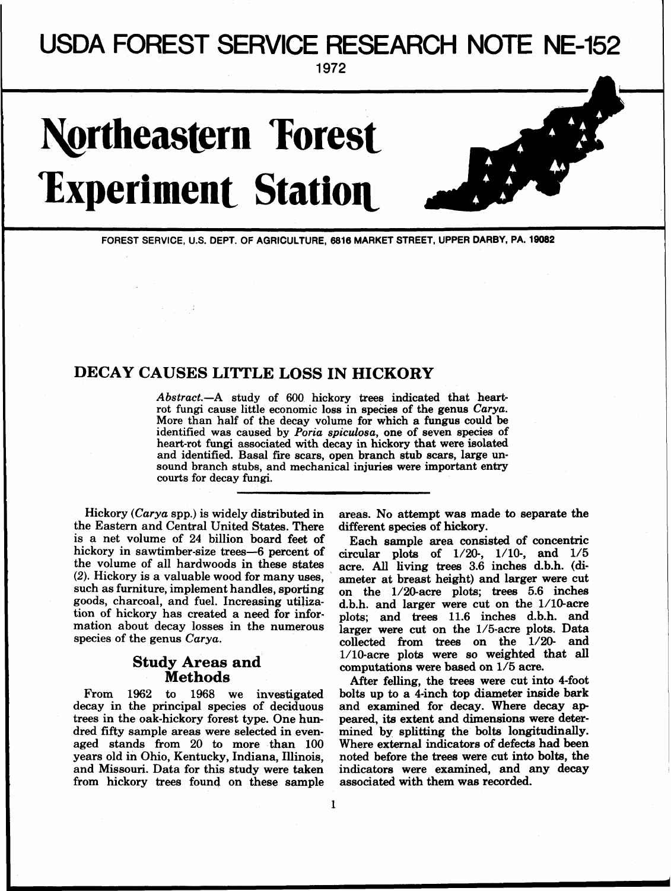# USDA FOREST SERVICE RESEARCH NOTE NE-152

1972

# Northeastern Forest Experiment Station

FOREST SERVICE, U.S. DEPT. OF AGRICULTURE, 6816 MARKET STREET, UPPER DARBY, PA. 19082

## DECAY CAUSES LITTLE LOSS IN HICKORY

*Abstract.*—A study of 600 hickory trees indicated that heart-rot fungi cause little economic loss in species of the genus *Carya*. More than half of the decay volume for which a fungus could be identified was caused by *Poria spiculosa*, one of seven species of heart-rot fungi associated with decay in hickory that were isolated and identified. Basal fire scars, open branch stub scars, large unsound branch stubs, and mechanical injuries were important entry courts for decay fungi.

Hickory (*Carya* spp.) is widely distributed in the Eastern and Central United States. There is a net volume of 24 billion board feet of hickory in sawtimber-size trees—6 percent of the volume of all hardwoods in these states (*2*). Hickory is a valuable wood for many uses, such as furniture, implement handles, sporting goods, charcoal, and fuel. Increasing utilization of hickory has created a need for information about decay losses in the numerous species of the genus *Carya*.

### Study Areas and Methods

From 1962 to 1968 we investigated decay in the principal species of deciduous trees in the oak-hickory forest type. One hundred fifty sample areas were selected in even-aged stands from 20 to more than 100 years old in Ohio, Kentucky, Indiana, Illinois, and Missouri. Data for this study were taken from hickory trees found on these sample areas. No attempt was made to separate the different species of hickory.

Each sample area consisted of concentric circular plots of 1/20-, 1/10-, and 1/5 acre. All living trees 3.6 inches d.b.h. (diameter at breast height) and larger were cut on the 1/20-acre plots; trees 5.6 inches d.b.h. and larger were cut on the 1/10-acre plots; and trees 11.6 inches d.b.h. and larger were cut on the 1/5-acre plots. Data collected from trees on the 1/20- and 1/10-acre plots were so weighted that all computations were based on 1/5 acre.

After felling, the trees were cut into 4-foot bolts up to a 4-inch top diameter inside bark and examined for decay. Where decay appeared, its extent and dimensions were determined by splitting the bolts longitudinally. Where external indicators of defects had been noted before the trees were cut into bolts, the indicators were examined, and any decay associated with them was recorded.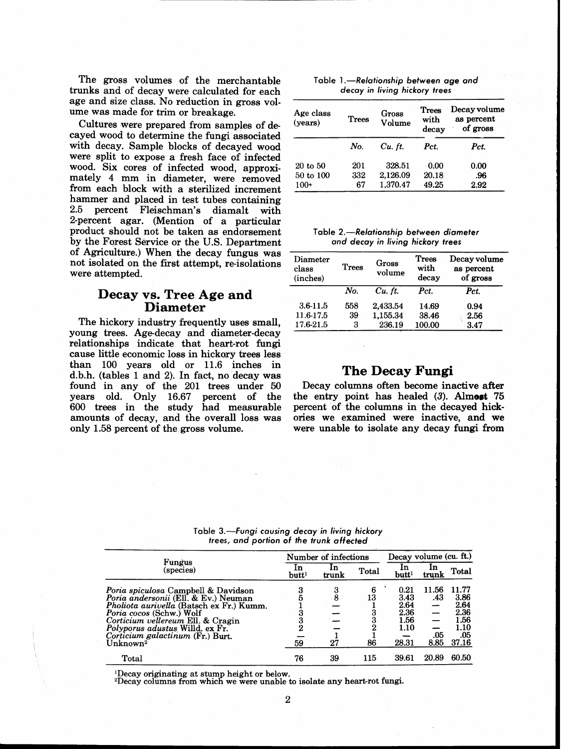The gross volumes of the merchantable trunks and of decay were calculated for each age and size class. No reduction in gross volume was made for trim or breakage.

Cultures were prepared from samples of decayed wood to determine the fungi associated with decay. Sample blocks of decayed wood were split to expose a fresh face of infected wood. Six cores of infected wood, approximately 4 mm in diameter, were removed from each block with a sterilized increment hammer and placed in test tubes containing 2.5 percent Fleischman's diamalt with 2-percent agar. (Mention of a particular product should not be taken as endorsement by the Forest Service or the U.S. Department of Agriculture.) When the decay fungus was not isolated on the first attempt, re-isolations were attempted.

## Decay vs. Tree Age and Diameter

The hickory industry frequently uses small, young trees. Age-decay and diameter-decay relationships indicate that heart-rot fungi cause little economic loss in hickory trees less than 100 years old or 11.6 inches in d.b.h. (tables 1 and 2). In fact, no decay was found in any of the 201 trees under 50 years old. Only 16.67 percent of the 600 trees in the study had measurable amounts of decay, and the overall loss was only 1.58 percent of the gross volume.

Table 1.—*Relationship between age and decay in living hickory trees*

| Age class (years) | Trees | Gross Volume | Trees with decay | Decay volume as percent of gross |
|---|---|---|---|---|
| | *No.* | *Cu. ft.* | *Pct.* | *Pct.* |
| 20 to 50 | 201 | 328.51 | 0.00 | 0.00 |
| 50 to 100 | 332 | 2,126.09 | 20.18 | .96 |
| 100+ | 67 | 1,370.47 | 49.25 | 2.92 |

Table 2.—*Relationship between diameter and decay in living hickory trees*

| Diameter class (inches) | Trees | Gross volume | Trees with decay | Decay volume as percent of gross |
|---|---|---|---|---|
| | *No.* | *Cu. ft.* | *Pct.* | *Pct.* |
| 3.6-11.5 | 558 | 2,433.54 | 14.69 | 0.94 |
| 11.6-17.5 | 39 | 1,155.34 | 38.46 | 2.56 |
| 17.6-21.5 | 3 | 236.19 | 100.00 | 3.47 |

## The Decay Fungi

Decay columns often become inactive after the entry point has healed (3). Almost 75 percent of the columns in the decayed hickories we examined were inactive, and we were unable to isolate any decay fungi from

Table 3.—*Fungi causing decay in living hickory trees, and portion of the trunk affected*

| Fungus (species) | Number of infections | | | Decay volume (cu. ft.) | | |
|---|---|---|---|---|---|---|
| | In butt[1] | In trunk | Total | In butt[1] | In trunk | Total |
| *Poria spiculosa* Campbell & Davidson | 3 | 3 | 6 | 0.21 | 11.56 | 11.77 |
| *Poria andersonii* (Ell. & Ev.) Neuman | 5 | 8 | 13 | 3.43 | .43 | 3.86 |
| *Pholiota aurivella* (Batsch ex Fr.) Kumm. | 1 | — | 1 | 2.64 | — | 2.64 |
| *Poria cocos* (Schw.) Wolf | 3 | — | 3 | 2.36 | — | 2.36 |
| *Corticium vellereum* Ell. & Cragin | 3 | — | 3 | 1.56 | — | 1.56 |
| *Polyporus adustus* Willd. ex Fr. | 2 | — | 2 | 1.10 | — | 1.10 |
| *Corticium galactinum* (Fr.) Burt. | — | 1 | 1 | — | .05 | .05 |
| Unknown[2] | 59 | 27 | 86 | 28.31 | 8.85 | 37.16 |
| Total | 76 | 39 | 115 | 39.61 | 20.89 | 60.50 |

[1]Decay originating at stump height or below.
[2]Decay columns from which we were unable to isolate any heart-rot fungi.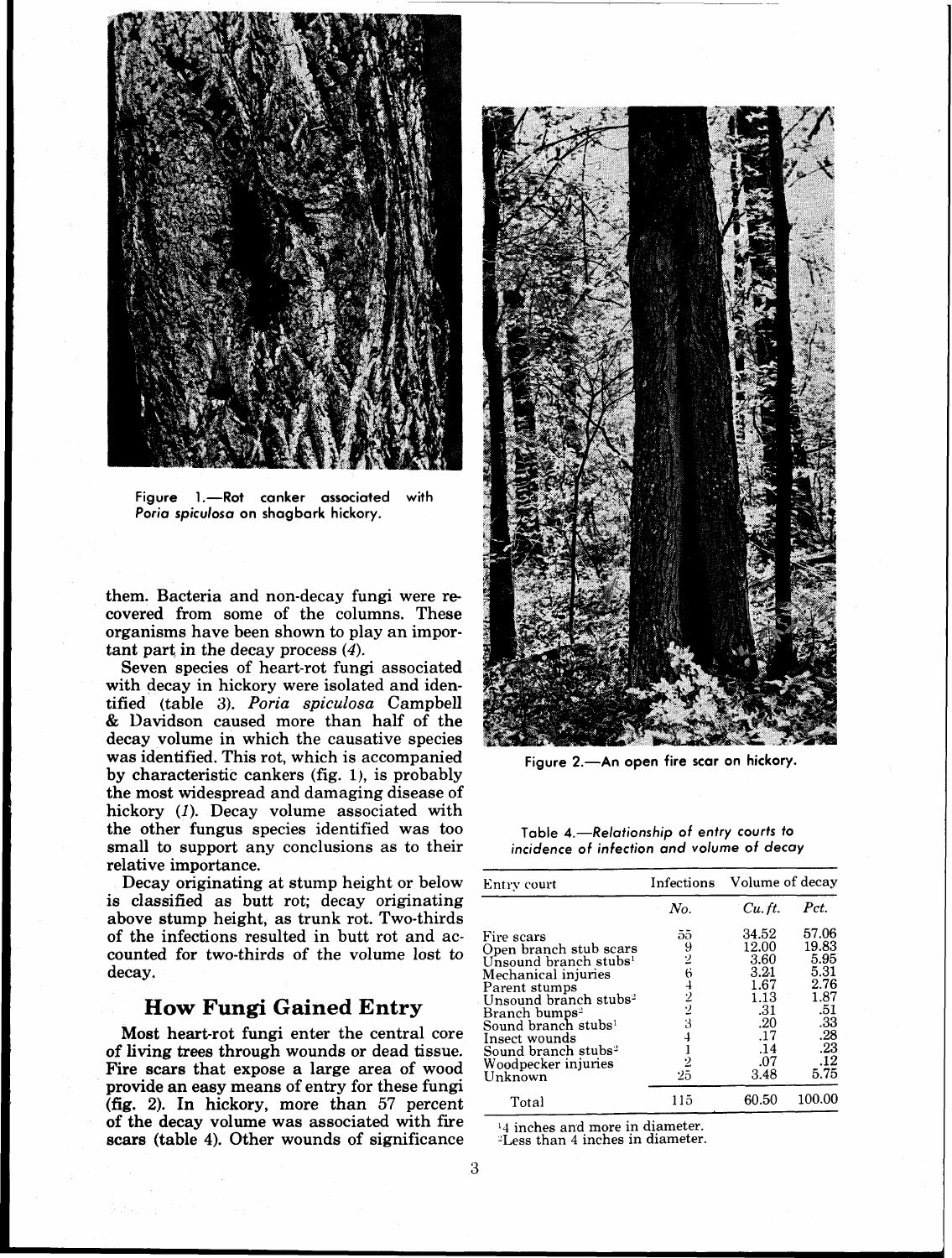Figure 1.—Rot canker associated with *Poria spiculosa* on shagbark hickory.

them. Bacteria and non-decay fungi were recovered from some of the columns. These organisms have been shown to play an important part in the decay process (*4*).

Seven species of heart-rot fungi associated with decay in hickory were isolated and identified (table 3). *Poria spiculosa* Campbell & Davidson caused more than half of the decay volume in which the causative species was identified. This rot, which is accompanied by characteristic cankers (fig. 1), is probably the most widespread and damaging disease of hickory (*1*). Decay volume associated with the other fungus species identified was too small to support any conclusions as to their relative importance.

Decay originating at stump height or below is classified as butt rot; decay originating above stump height, as trunk rot. Two-thirds of the infections resulted in butt rot and accounted for two-thirds of the volume lost to decay.

## How Fungi Gained Entry

Most heart-rot fungi enter the central core of living trees through wounds or dead tissue. Fire scars that expose a large area of wood provide an easy means of entry for these fungi (fig. 2). In hickory, more than 57 percent of the decay volume was associated with fire scars (table 4). Other wounds of significance

Figure 2.—An open fire scar on hickory.

Table 4.—*Relationship of entry courts to incidence of infection and volume of decay*

| Entry court | Infections | Volume of decay | |
|---|---|---|---|
| | *No.* | *Cu. ft.* | *Pct.* |
| Fire scars | 55 | 34.52 | 57.06 |
| Open branch stub scars | 9 | 12.00 | 19.83 |
| Unsound branch stubs[1] | 2 | 3.60 | 5.95 |
| Mechanical injuries | 6 | 3.21 | 5.31 |
| Parent stumps | 4 | 1.67 | 2.76 |
| Unsound branch stubs[2] | 2 | 1.13 | 1.87 |
| Branch bumps[2] | 2 | .31 | .51 |
| Sound branch stubs[1] | 3 | .20 | .33 |
| Insect wounds | 4 | .17 | .28 |
| Sound branch stubs[2] | 1 | .14 | .23 |
| Woodpecker injuries | 2 | .07 | .12 |
| Unknown | 25 | 3.48 | 5.75 |
| Total | 115 | 60.50 | 100.00 |

[1]4 inches and more in diameter.
[2]Less than 4 inches in diameter.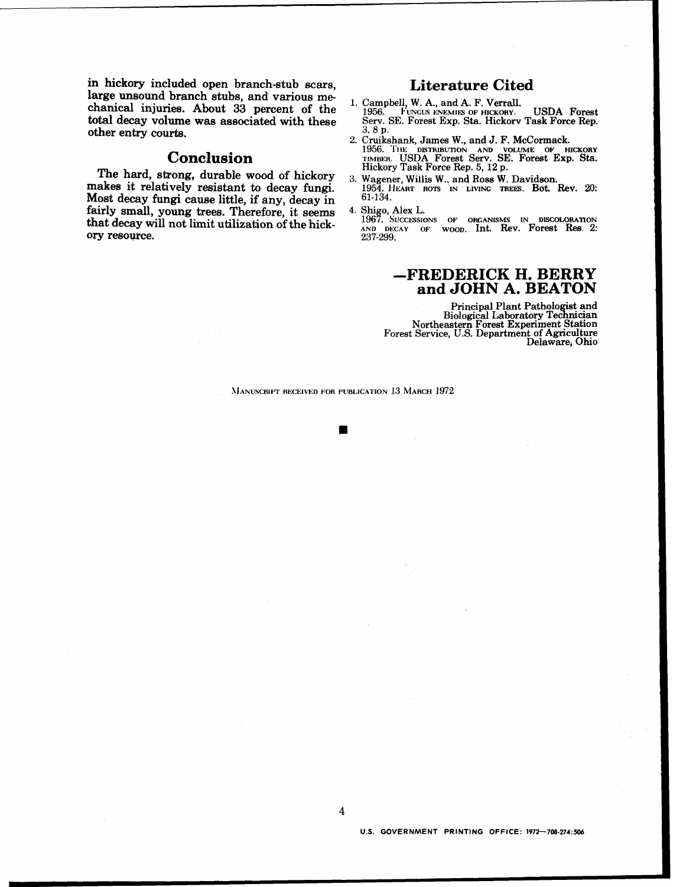in hickory included open branch-stub scars, large unsound branch stubs, and various mechanical injuries. About 33 percent of the total decay volume was associated with these other entry courts.

## Conclusion

The hard, strong, durable wood of hickory makes it relatively resistant to decay fungi. Most decay fungi cause little, if any, decay in fairly small, young trees. Therefore, it seems that decay will not limit utilization of the hickory resource.

## Literature Cited

1. Campbell, W. A., and A. F. Verrall.
   1956. Fungus enemies of hickory. USDA Forest Serv. SE. Forest Exp. Sta. Hickory Task Force Rep. 3, 8 p.
2. Cruikshank, James W., and J. F. McCormack.
   1956. The distribution and volume of hickory timber. USDA Forest Serv. SE. Forest Exp. Sta. Hickory Task Force Rep. 5, 12 p.
3. Wagener, Willis W., and Ross W. Davidson.
   1954. Heart rots in living trees. Bot. Rev. 20: 61-134.
4. Shigo, Alex L.
   1967. Successions of organisms in discoloration and decay of wood. Int. Rev. Forest Res. 2: 237-299.

**—FREDERICK H. BERRY and JOHN A. BEATON**

Principal Plant Pathologist and
Biological Laboratory Technician
Northeastern Forest Experiment Station
Forest Service, U.S. Department of Agriculture
Delaware, Ohio

Manuscript received for publication 13 March 1972

U.S. GOVERNMENT PRINTING OFFICE: 1972—708-274:506